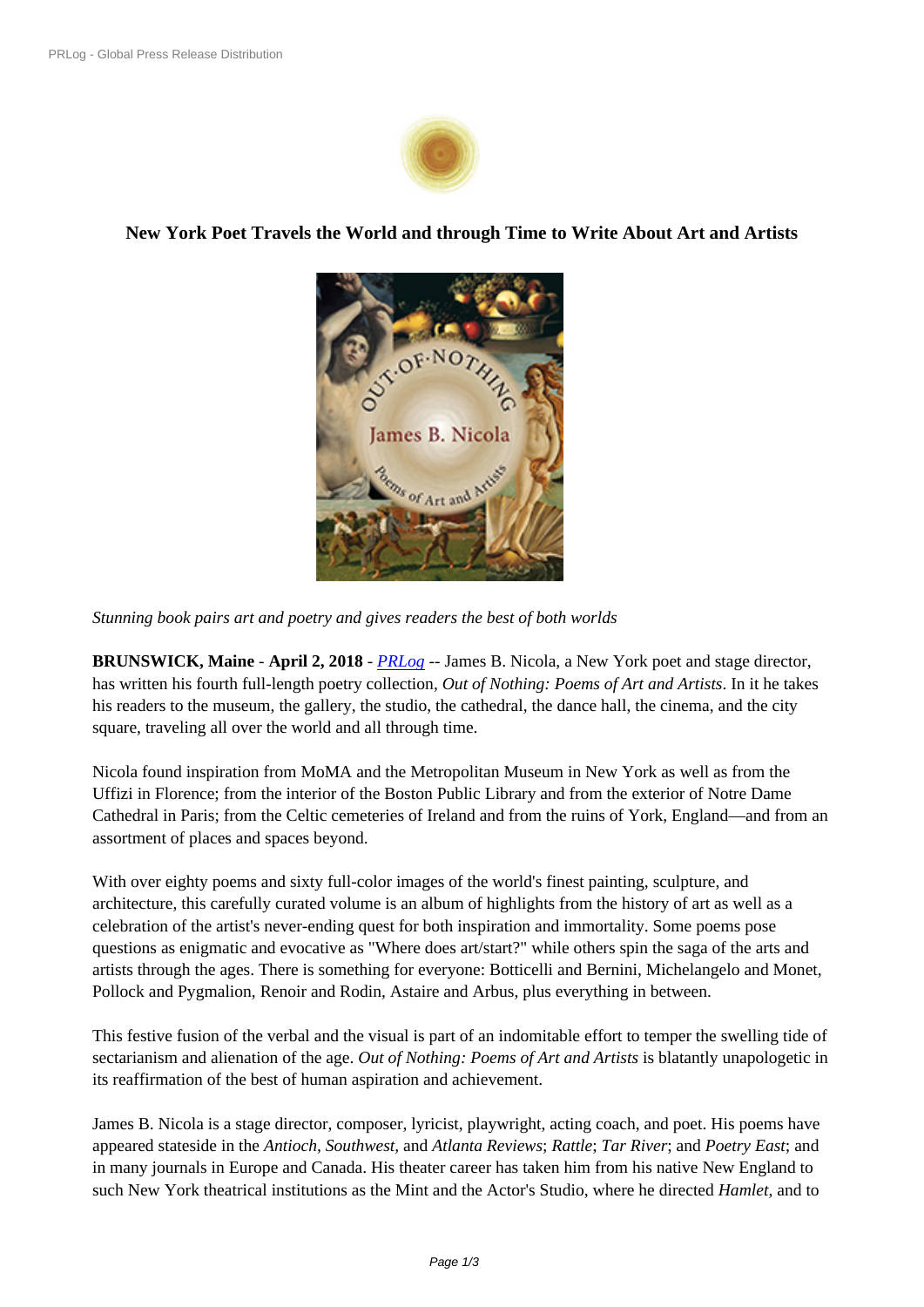## New York Poet Travels the World and through Time to Write About Art and Artists

*Stunning book pairs art and poetry and gives readers the best of both worlds*

**BRUNSWICK, Maine** - **April 2, 2018** - *PRLog* -- James B. Nicola, a New York poet and stage director, has written his fourth full-length poetry collection, *Out of Nothing: Poems of Art and Artists*. In it he takes his readers to the museum, the gallery, the studio, the cathedral, the dance hall, the cinema, and the city square, traveling all over the world and all through time.

Nicola found inspiration from MoMA and the Metropolitan Museum in New York as well as from the Uffizi in Florence; from the interior of the Boston Public Library and from the exterior of Notre Dame Cathedral in Paris; from the Celtic cemeteries of Ireland and from the ruins of York, England—and from an assortment of places and spaces beyond.

With over eighty poems and sixty full-color images of the world's finest painting, sculpture, and architecture, this carefully curated volume is an album of highlights from the history of art as well as a celebration of the artist's never-ending quest for both inspiration and immortality. Some poems pose questions as enigmatic and evocative as "Where does art/start?" while others spin the saga of the arts and artists through the ages. There is something for everyone: Botticelli and Bernini, Michelangelo and Monet, Pollock and Pygmalion, Renoir and Rodin, Astaire and Arbus, plus everything in between.

This festive fusion of the verbal and the visual is part of an indomitable effort to temper the swelling tide of sectarianism and alienation of the age. *Out of Nothing: Poems of Art and Artists* is blatantly unapologetic in its reaffirmation of the best of human aspiration and achievement.

James B. Nicola is a stage director, composer, lyricist, playwright, acting coach, and poet. His poems have appeared stateside in the *Antioch, Southwest,* and *Atlanta Reviews*; *Rattle*; *Tar River*; and *Poetry East*; and in many journals in Europe and Canada. His theater career has taken him from his native New England to such New York theatrical institutions as the Mint and the Actor's Studio, where he directed *Hamlet*, and to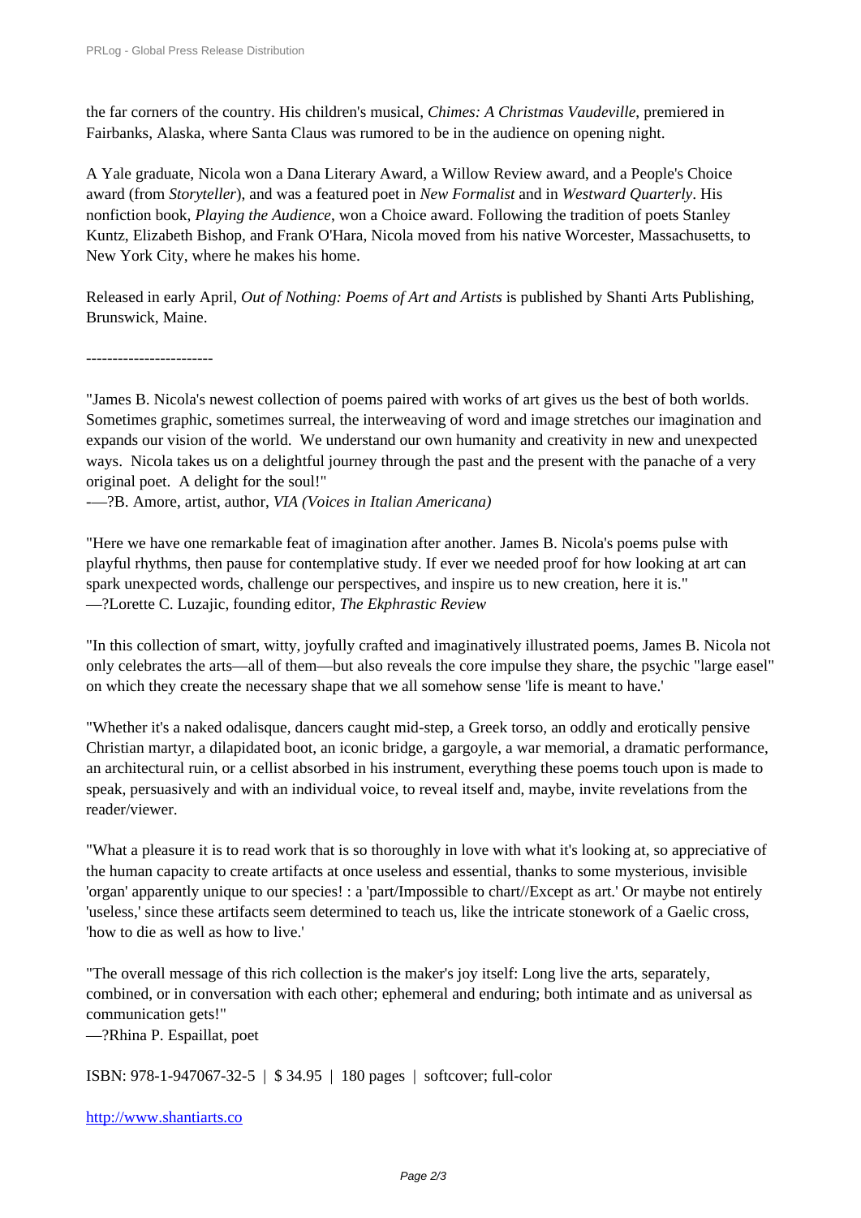the far corners of the country. His children's musical, *Chimes: A Christmas Vaudeville*, premiered in Fairbanks, Alaska, where Santa Claus was rumored to be in the audience on opening night.

A Yale graduate, Nicola won a Dana Literary Award, a Willow Review award, and a People's Choice award (from *Storyteller*), and was a featured poet in *New Formalist* and in *Westward Quarterly*. His nonfiction book, *Playing the Audience*, won a Choice award. Following the tradition of poets Stanley Kuntz, Elizabeth Bishop, and Frank O'Hara, Nicola moved from his native Worcester, Massachusetts, to New York City, where he makes his home.

Released in early April, *Out of Nothing: Poems of Art and Artists* is published by Shanti Arts Publishing, Brunswick, Maine.

------------------------

"James B. Nicola's newest collection of poems paired with works of art gives us the best of both worlds. Sometimes graphic, sometimes surreal, the interweaving of word and image stretches our imagination and expands our vision of the world. We understand our own humanity and creativity in new and unexpected ways. Nicola takes us on a delightful journey through the past and the present with the panache of a very original poet. A delight for the soul!"
-—?B. Amore, artist, author, *VIA (Voices in Italian Americana)*

"Here we have one remarkable feat of imagination after another. James B. Nicola's poems pulse with playful rhythms, then pause for contemplative study. If ever we needed proof for how looking at art can spark unexpected words, challenge our perspectives, and inspire us to new creation, here it is."
—?Lorette C. Luzajic, founding editor, *The Ekphrastic Review*

"In this collection of smart, witty, joyfully crafted and imaginatively illustrated poems, James B. Nicola not only celebrates the arts—all of them—but also reveals the core impulse they share, the psychic "large easel" on which they create the necessary shape that we all somehow sense 'life is meant to have.'

"Whether it's a naked odalisque, dancers caught mid-step, a Greek torso, an oddly and erotically pensive Christian martyr, a dilapidated boot, an iconic bridge, a gargoyle, a war memorial, a dramatic performance, an architectural ruin, or a cellist absorbed in his instrument, everything these poems touch upon is made to speak, persuasively and with an individual voice, to reveal itself and, maybe, invite revelations from the reader/viewer.

"What a pleasure it is to read work that is so thoroughly in love with what it's looking at, so appreciative of the human capacity to create artifacts at once useless and essential, thanks to some mysterious, invisible 'organ' apparently unique to our species! : a 'part/Impossible to chart//Except as art.' Or maybe not entirely 'useless,' since these artifacts seem determined to teach us, like the intricate stonework of a Gaelic cross, 'how to die as well as how to live.'

"The overall message of this rich collection is the maker's joy itself: Long live the arts, separately, combined, or in conversation with each other; ephemeral and enduring; both intimate and as universal as communication gets!"
—?Rhina P. Espaillat, poet

ISBN: 978-1-947067-32-5 | $ 34.95 | 180 pages | softcover; full-color

http://www.shantiarts.co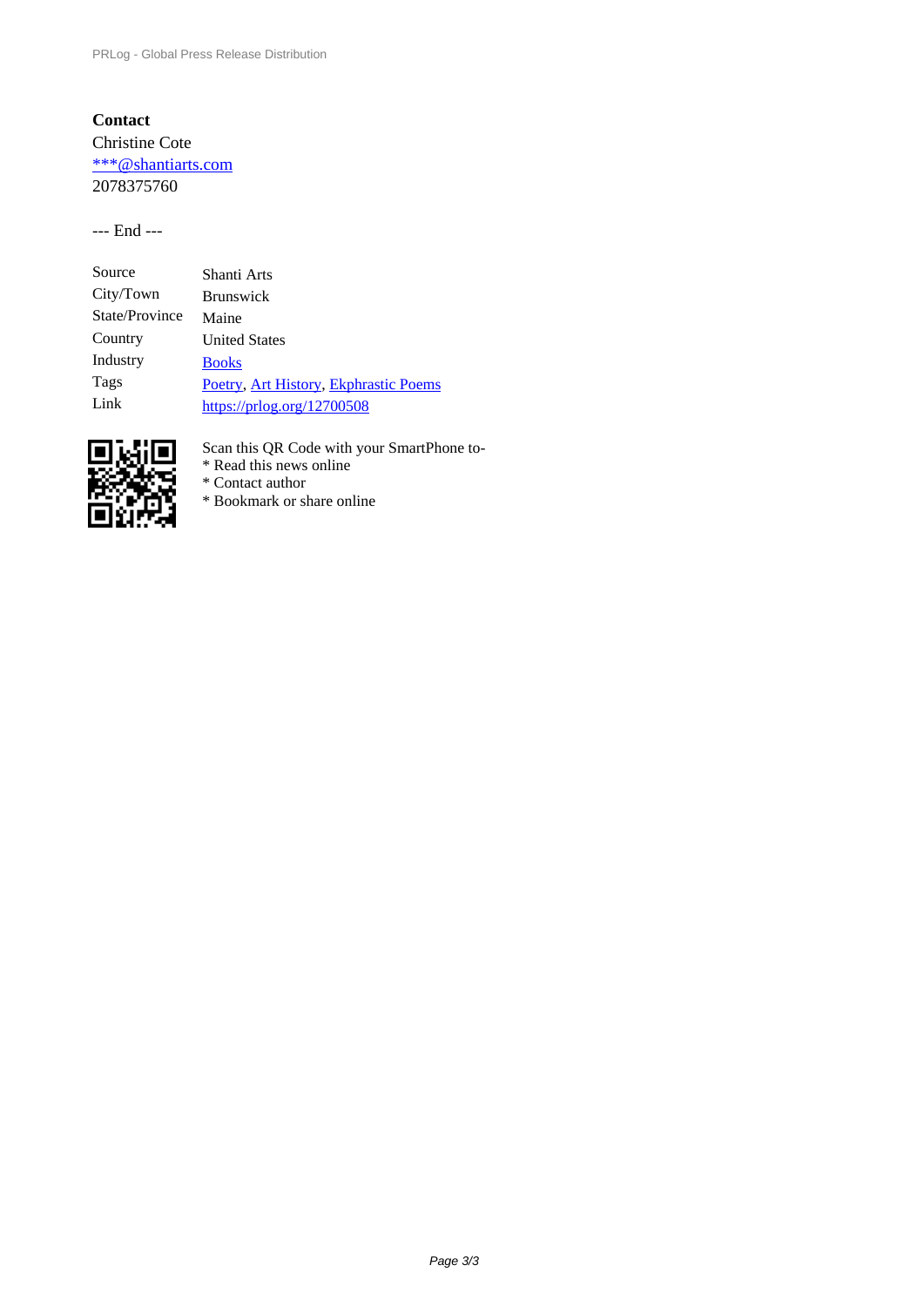**Contact**
Christine Cote
***@shantiarts.com
2078375760

--- End ---

| | |
|---|---|
| Source | Shanti Arts |
| City/Town | Brunswick |
| State/Province | Maine |
| Country | United States |
| Industry | Books |
| Tags | Poetry, Art History, Ekphrastic Poems |
| Link | https://prlog.org/12700508 |

Scan this QR Code with your SmartPhone to-
* Read this news online
* Contact author
* Bookmark or share online